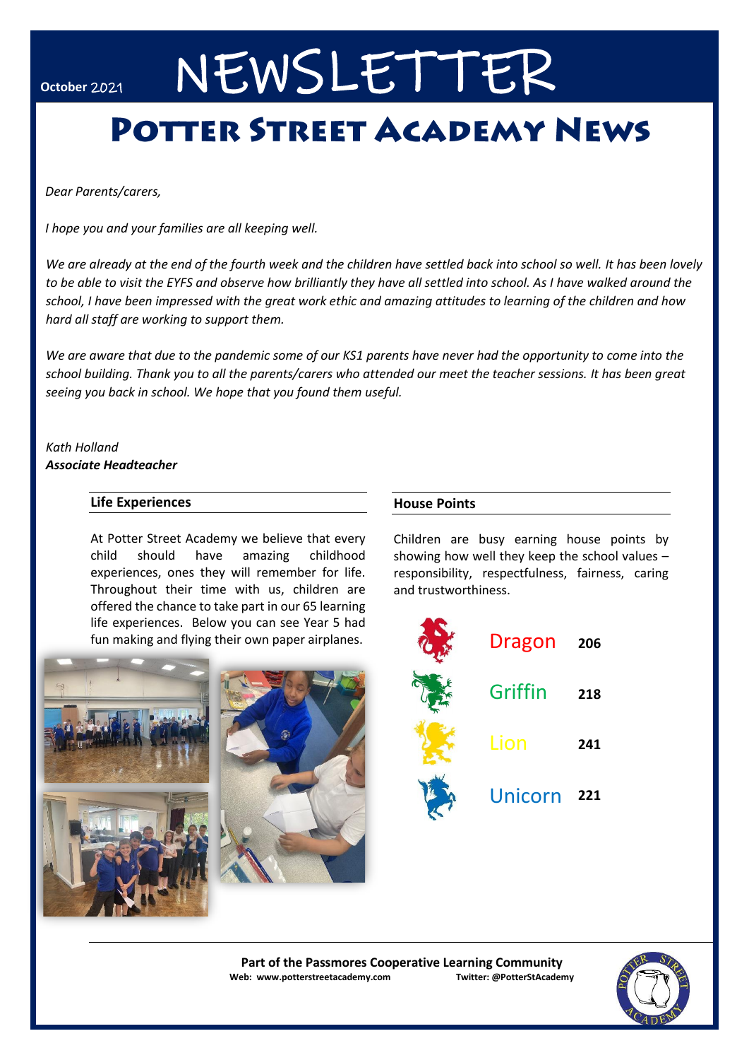October 2021

# NEWSLETTER

# Potter Street Academy News

*Dear Parents/carers,*

*I hope you and your families are all keeping well.*

*We are already at the end of the fourth week and the children have settled back into school so well. It has been lovely to be able to visit the EYFS and observe how brilliantly they have all settled into school. As I have walked around the school, I have been impressed with the great work ethic and amazing attitudes to learning of the children and how hard all staff are working to support them.*

*We are aware that due to the pandemic some of our KS1 parents have never had the opportunity to come into the school building. Thank you to all the parents/carers who attended our meet the teacher sessions. It has been great seeing you back in school. We hope that you found them useful.*

*Kath Holland*
***Associate Headteacher***

## Life Experiences

At Potter Street Academy we believe that every child should have amazing childhood experiences, ones they will remember for life. Throughout their time with us, children are offered the chance to take part in our 65 learning life experiences. Below you can see Year 5 had fun making and flying their own paper airplanes.

## House Points

Children are busy earning house points by showing how well they keep the school values – responsibility, respectfulness, fairness, caring and trustworthiness.

| House | Points |
|---|---|
| Dragon | 206 |
| Griffin | 218 |
| Lion | 241 |
| Unicorn | 221 |

**Part of the Passmores Cooperative Learning Community**
**Web: www.potterstreetacademy.com** **Twitter: @PotterStAcademy**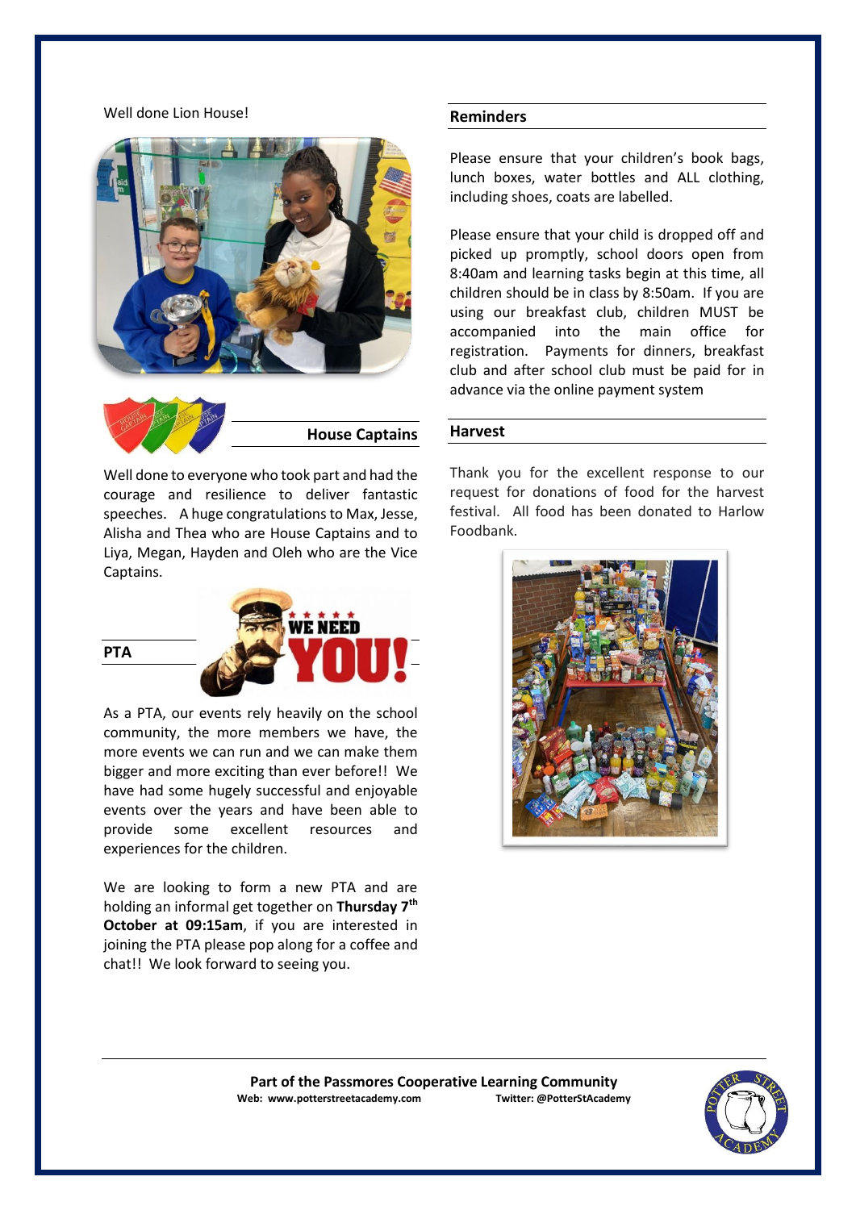Well done Lion House!

## House Captains

Well done to everyone who took part and had the courage and resilience to deliver fantastic speeches. A huge congratulations to Max, Jesse, Alisha and Thea who are House Captains and to Liya, Megan, Hayden and Oleh who are the Vice Captains.

## PTA

As a PTA, our events rely heavily on the school community, the more members we have, the more events we can run and we can make them bigger and more exciting than ever before!! We have had some hugely successful and enjoyable events over the years and have been able to provide some excellent resources and experiences for the children.

We are looking to form a new PTA and are holding an informal get together on **Thursday 7th October at 09:15am**, if you are interested in joining the PTA please pop along for a coffee and chat!! We look forward to seeing you.

## Reminders

Please ensure that your children's book bags, lunch boxes, water bottles and ALL clothing, including shoes, coats are labelled.

Please ensure that your child is dropped off and picked up promptly, school doors open from 8:40am and learning tasks begin at this time, all children should be in class by 8:50am. If you are using our breakfast club, children MUST be accompanied into the main office for registration. Payments for dinners, breakfast club and after school club must be paid for in advance via the online payment system

## Harvest

Thank you for the excellent response to our request for donations of food for the harvest festival. All food has been donated to Harlow Foodbank.

**Part of the Passmores Cooperative Learning Community**
**Web: www.potterstreetacademy.com** **Twitter: @PotterStAcademy**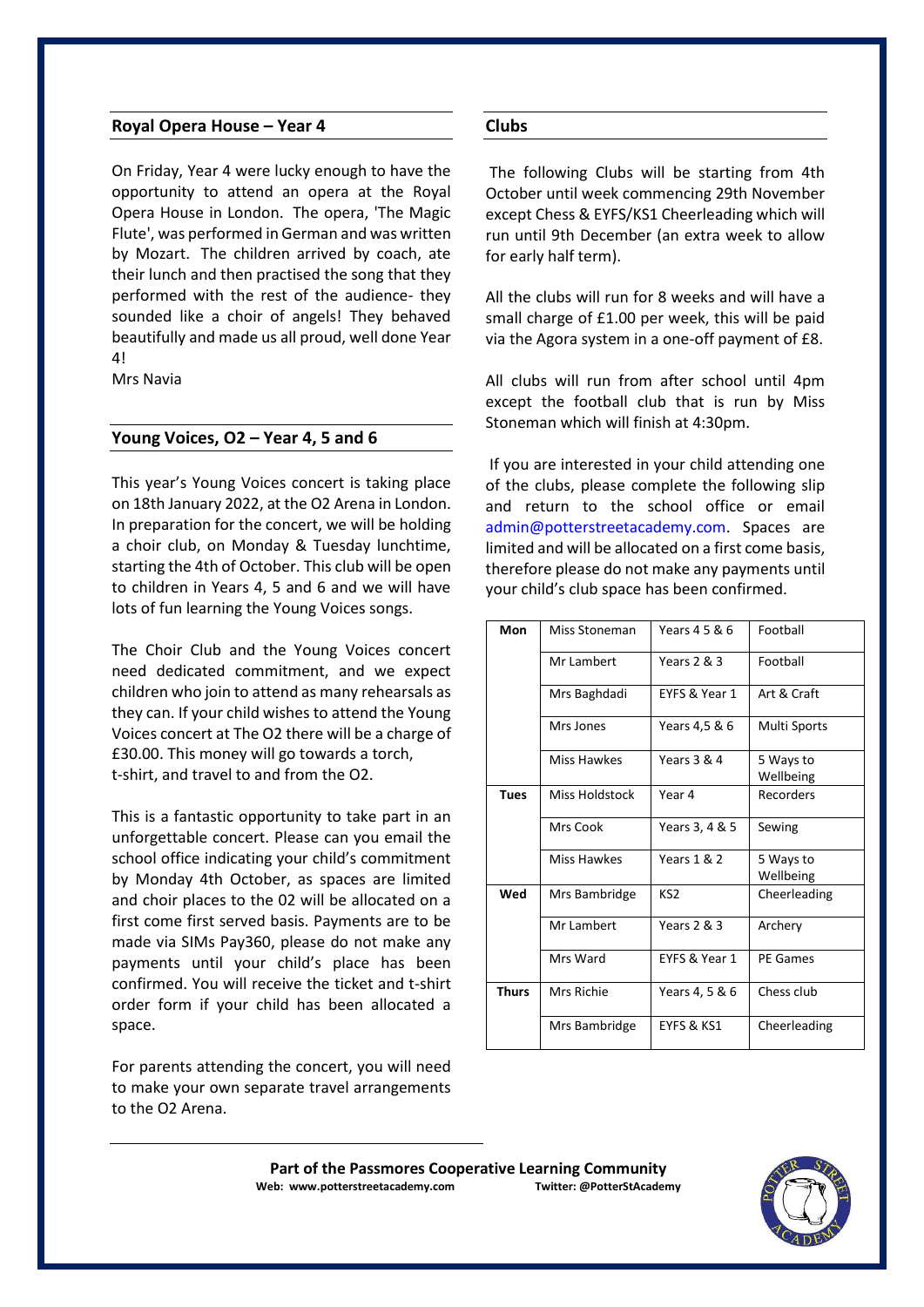## Royal Opera House – Year 4

On Friday, Year 4 were lucky enough to have the opportunity to attend an opera at the Royal Opera House in London. The opera, 'The Magic Flute', was performed in German and was written by Mozart. The children arrived by coach, ate their lunch and then practised the song that they performed with the rest of the audience- they sounded like a choir of angels! They behaved beautifully and made us all proud, well done Year 4!

Mrs Navia

## Young Voices, O2 – Year 4, 5 and 6

This year's Young Voices concert is taking place on 18th January 2022, at the O2 Arena in London. In preparation for the concert, we will be holding a choir club, on Monday & Tuesday lunchtime, starting the 4th of October. This club will be open to children in Years 4, 5 and 6 and we will have lots of fun learning the Young Voices songs.

The Choir Club and the Young Voices concert need dedicated commitment, and we expect children who join to attend as many rehearsals as they can. If your child wishes to attend the Young Voices concert at The O2 there will be a charge of £30.00. This money will go towards a torch, t-shirt, and travel to and from the O2.

This is a fantastic opportunity to take part in an unforgettable concert. Please can you email the school office indicating your child's commitment by Monday 4th October, as spaces are limited and choir places to the 02 will be allocated on a first come first served basis. Payments are to be made via SIMs Pay360, please do not make any payments until your child's place has been confirmed. You will receive the ticket and t-shirt order form if your child has been allocated a space.

For parents attending the concert, you will need to make your own separate travel arrangements to the O2 Arena.

## Clubs

The following Clubs will be starting from 4th October until week commencing 29th November except Chess & EYFS/KS1 Cheerleading which will run until 9th December (an extra week to allow for early half term).

All the clubs will run for 8 weeks and will have a small charge of £1.00 per week, this will be paid via the Agora system in a one-off payment of £8.

All clubs will run from after school until 4pm except the football club that is run by Miss Stoneman which will finish at 4:30pm.

If you are interested in your child attending one of the clubs, please complete the following slip and return to the school office or email admin@potterstreetacademy.com. Spaces are limited and will be allocated on a first come basis, therefore please do not make any payments until your child's club space has been confirmed.

| Day | Teacher | Years | Club |
|---|---|---|---|
| **Mon** | Miss Stoneman | Years 4 5 & 6 | Football |
| | Mr Lambert | Years 2 & 3 | Football |
| | Mrs Baghdadi | EYFS & Year 1 | Art & Craft |
| | Mrs Jones | Years 4,5 & 6 | Multi Sports |
| | Miss Hawkes | Years 3 & 4 | 5 Ways to Wellbeing |
| **Tues** | Miss Holdstock | Year 4 | Recorders |
| | Mrs Cook | Years 3, 4 & 5 | Sewing |
| | Miss Hawkes | Years 1 & 2 | 5 Ways to Wellbeing |
| **Wed** | Mrs Bambridge | KS2 | Cheerleading |
| | Mr Lambert | Years 2 & 3 | Archery |
| | Mrs Ward | EYFS & Year 1 | PE Games |
| **Thurs** | Mrs Richie | Years 4, 5 & 6 | Chess club |
| | Mrs Bambridge | EYFS & KS1 | Cheerleading |

**Part of the Passmores Cooperative Learning Community**

**Web: www.potterstreetacademy.com** **Twitter: @PotterStAcademy**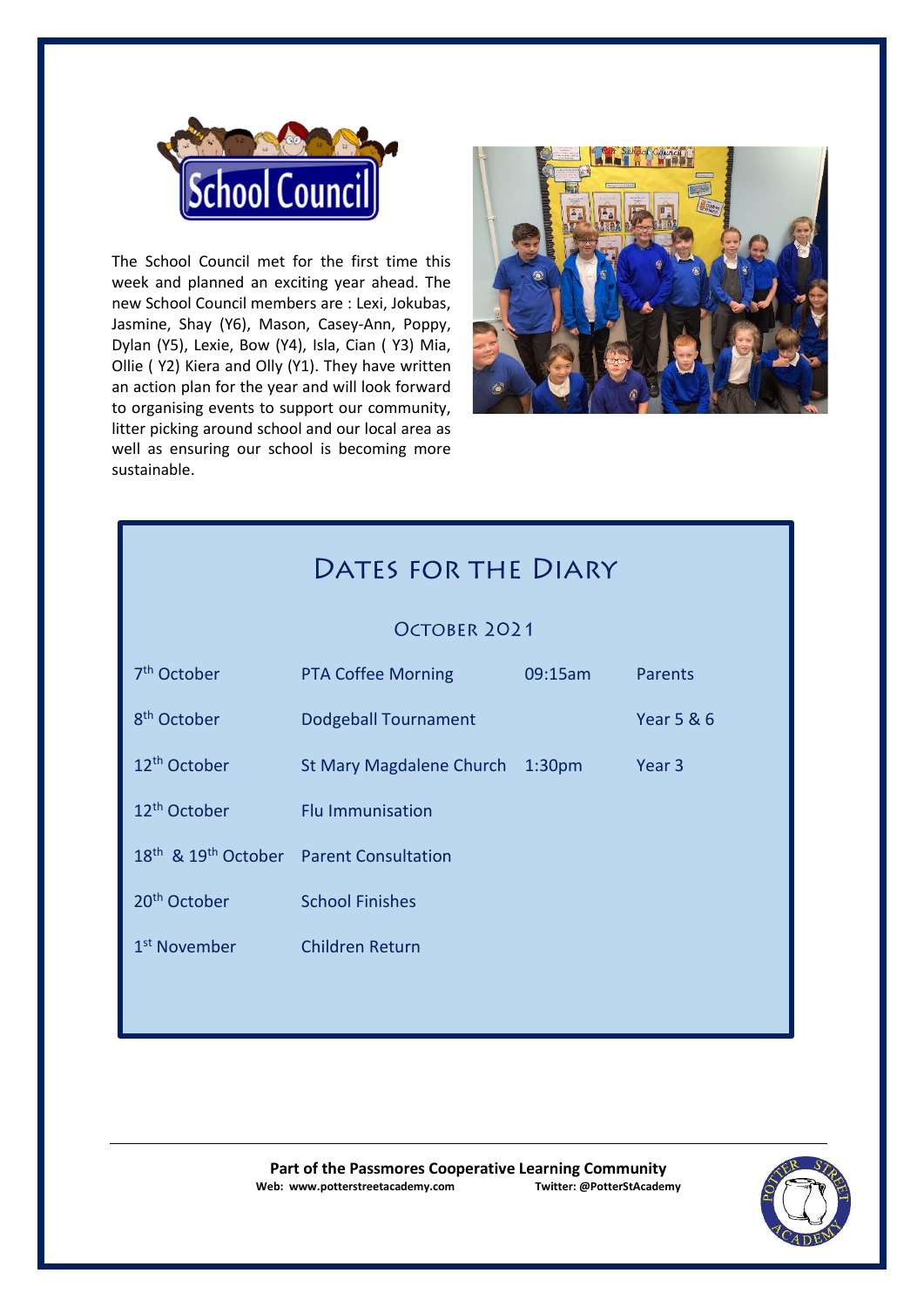# School Council

The School Council met for the first time this week and planned an exciting year ahead. The new School Council members are : Lexi, Jokubas, Jasmine, Shay (Y6), Mason, Casey-Ann, Poppy, Dylan (Y5), Lexie, Bow (Y4), Isla, Cian ( Y3) Mia, Ollie ( Y2) Kiera and Olly (Y1). They have written an action plan for the year and will look forward to organising events to support our community, litter picking around school and our local area as well as ensuring our school is becoming more sustainable.

## Dates for the Diary

### October 2021

| | | | |
|---|---|---|---|
| 7th October | PTA Coffee Morning | 09:15am | Parents |
| 8th October | Dodgeball Tournament | | Year 5 & 6 |
| 12th October | St Mary Magdalene Church | 1:30pm | Year 3 |
| 12th October | Flu Immunisation | | |
| 18th & 19th October | Parent Consultation | | |
| 20th October | School Finishes | | |
| 1st November | Children Return | | |

**Part of the Passmores Cooperative Learning Community**
**Web: www.potterstreetacademy.com** **Twitter: @PotterStAcademy**